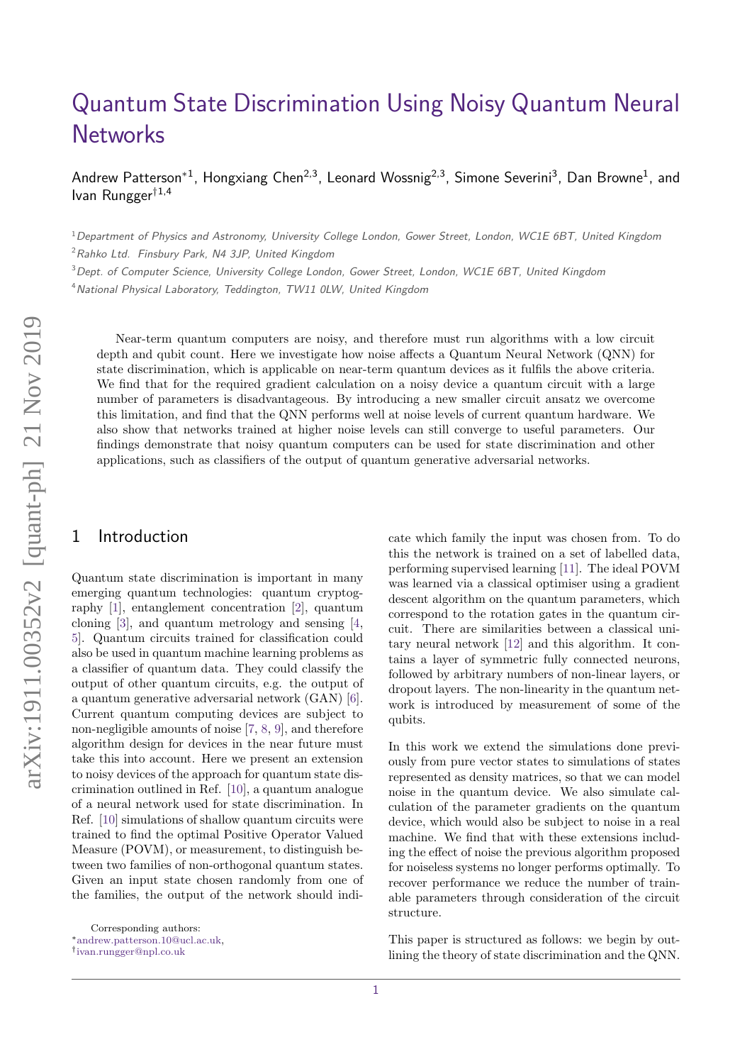# Quantum State Discrimination Using Noisy Quantum Neural Networks

Andrew Patterson*[1], Hongxiang Chen[2,3], Leonard Wossnig[2,3], Simone Severini[3], Dan Browne[1], and Ivan Rungger†[1,4]

[1] *Department of Physics and Astronomy, University College London, Gower Street, London, WC1E 6BT, United Kingdom*

[2] *Rahko Ltd. Finsbury Park, N4 3JP, United Kingdom*

[3] *Dept. of Computer Science, University College London, Gower Street, London, WC1E 6BT, United Kingdom*

[4] *National Physical Laboratory, Teddington, TW11 0LW, United Kingdom*

Near-term quantum computers are noisy, and therefore must run algorithms with a low circuit depth and qubit count. Here we investigate how noise affects a Quantum Neural Network (QNN) for state discrimination, which is applicable on near-term quantum devices as it fulfils the above criteria. We find that for the required gradient calculation on a noisy device a quantum circuit with a large number of parameters is disadvantageous. By introducing a new smaller circuit ansatz we overcome this limitation, and find that the QNN performs well at noise levels of current quantum hardware. We also show that networks trained at higher noise levels can still converge to useful parameters. Our findings demonstrate that noisy quantum computers can be used for state discrimination and other applications, such as classifiers of the output of quantum generative adversarial networks.

## 1 Introduction

Quantum state discrimination is important in many emerging quantum technologies: quantum cryptography [1], entanglement concentration [2], quantum cloning [3], and quantum metrology and sensing [4, 5]. Quantum circuits trained for classification could also be used in quantum machine learning problems as a classifier of quantum data. They could classify the output of other quantum circuits, e.g. the output of a quantum generative adversarial network (GAN) [6]. Current quantum computing devices are subject to non-negligible amounts of noise [7, 8, 9], and therefore algorithm design for devices in the near future must take this into account. Here we present an extension to noisy devices of the approach for quantum state discrimination outlined in Ref. [10], a quantum analogue of a neural network used for state discrimination. In Ref. [10] simulations of shallow quantum circuits were trained to find the optimal Positive Operator Valued Measure (POVM), or measurement, to distinguish between two families of non-orthogonal quantum states. Given an input state chosen randomly from one of the families, the output of the network should indicate which family the input was chosen from. To do this the network is trained on a set of labelled data, performing supervised learning [11]. The ideal POVM was learned via a classical optimiser using a gradient descent algorithm on the quantum parameters, which correspond to the rotation gates in the quantum circuit. There are similarities between a classical unitary neural network [12] and this algorithm. It contains a layer of symmetric fully connected neurons, followed by arbitrary numbers of non-linear layers, or dropout layers. The non-linearity in the quantum network is introduced by measurement of some of the qubits.

In this work we extend the simulations done previously from pure vector states to simulations of states represented as density matrices, so that we can model noise in the quantum device. We also simulate calculation of the parameter gradients on the quantum device, which would also be subject to noise in a real machine. We find that with these extensions including the effect of noise the previous algorithm proposed for noiseless systems no longer performs optimally. To recover performance we reduce the number of trainable parameters through consideration of the circuit structure.

This paper is structured as follows: we begin by outlining the theory of state discrimination and the QNN.

Corresponding authors:
*andrew.patterson.10@ucl.ac.uk,
†ivan.rungger@npl.co.uk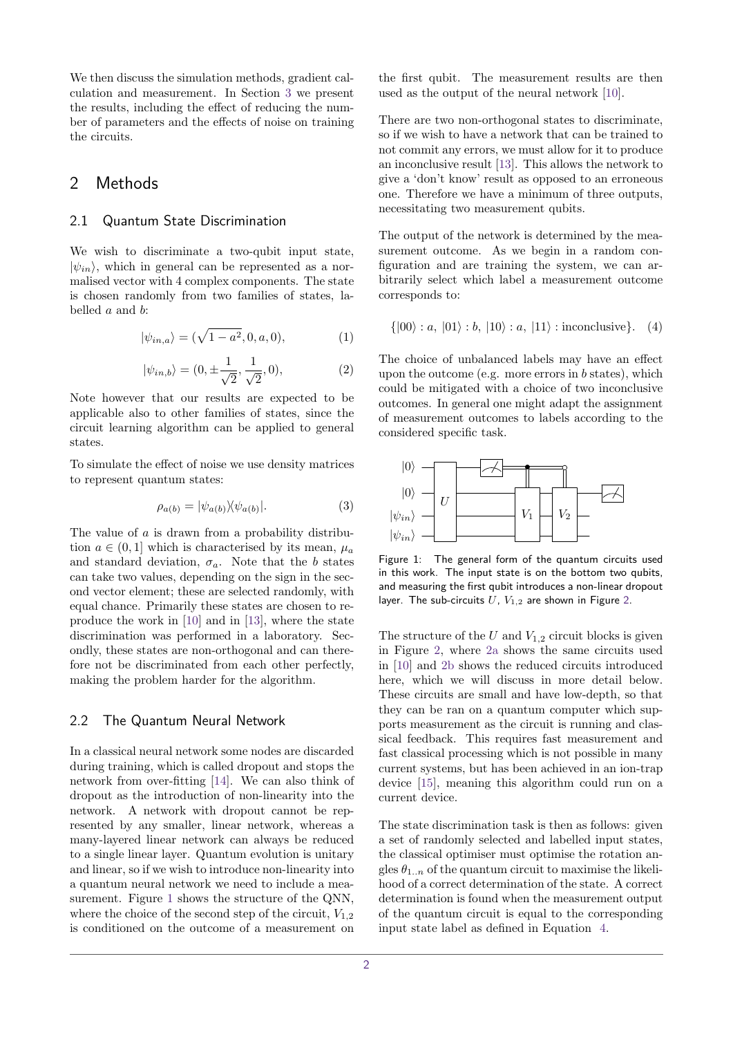We then discuss the simulation methods, gradient calculation and measurement. In Section 3 we present the results, including the effect of reducing the number of parameters and the effects of noise on training the circuits.

## 2 Methods

### 2.1 Quantum State Discrimination

We wish to discriminate a two-qubit input state, $|\psi_{in}\rangle$, which in general can be represented as a normalised vector with 4 complex components. The state is chosen randomly from two families of states, labelled $a$ and $b$:

$$|\psi_{in,a}\rangle = (\sqrt{1-a^2}, 0, a, 0), \tag{1}$$

$$|\psi_{in,b}\rangle = (0, \pm\frac{1}{\sqrt{2}}, \frac{1}{\sqrt{2}}, 0), \tag{2}$$

Note however that our results are expected to be applicable also to other families of states, since the circuit learning algorithm can be applied to general states.

To simulate the effect of noise we use density matrices to represent quantum states:

$$\rho_{a(b)} = |\psi_{a(b)}\rangle\langle\psi_{a(b)}|. \tag{3}$$

The value of $a$ is drawn from a probability distribution $a \in (0, 1]$ which is characterised by its mean, $\mu_a$ and standard deviation, $\sigma_a$. Note that the $b$ states can take two values, depending on the sign in the second vector element; these are selected randomly, with equal chance. Primarily these states are chosen to reproduce the work in [10] and in [13], where the state discrimination was performed in a laboratory. Secondly, these states are non-orthogonal and can therefore not be discriminated from each other perfectly, making the problem harder for the algorithm.

### 2.2 The Quantum Neural Network

In a classical neural network some nodes are discarded during training, which is called dropout and stops the network from over-fitting [14]. We can also think of dropout as the introduction of non-linearity into the network. A network with dropout cannot be represented by any smaller, linear network, whereas a many-layered linear network can always be reduced to a single linear layer. Quantum evolution is unitary and linear, so if we wish to introduce non-linearity into a quantum neural network we need to include a measurement. Figure 1 shows the structure of the QNN, where the choice of the second step of the circuit, $V_{1,2}$ is conditioned on the outcome of a measurement on the first qubit. The measurement results are then used as the output of the neural network [10].

There are two non-orthogonal states to discriminate, so if we wish to have a network that can be trained to not commit any errors, we must allow for it to produce an inconclusive result [13]. This allows the network to give a 'don't know' result as opposed to an erroneous one. Therefore we have a minimum of three outputs, necessitating two measurement qubits.

The output of the network is determined by the measurement outcome. As we begin in a random configuration and are training the system, we can arbitrarily select which label a measurement outcome corresponds to:

$$\{|00\rangle : a,\ |01\rangle : b,\ |10\rangle : a,\ |11\rangle : \text{inconclusive}\}. \tag{4}$$

The choice of unbalanced labels may have an effect upon the outcome (e.g. more errors in $b$ states), which could be mitigated with a choice of two inconclusive outcomes. In general one might adapt the assignment of measurement outcomes to labels according to the considered specific task.

Figure 1: The general form of the quantum circuits used in this work. The input state is on the bottom two qubits, and measuring the first qubit introduces a non-linear dropout layer. The sub-circuits $U$, $V_{1,2}$ are shown in Figure 2.

The structure of the $U$ and $V_{1,2}$ circuit blocks is given in Figure 2, where 2a shows the same circuits used in [10] and 2b shows the reduced circuits introduced here, which we will discuss in more detail below. These circuits are small and have low-depth, so that they can be ran on a quantum computer which supports measurement as the circuit is running and classical feedback. This requires fast measurement and fast classical processing which is not possible in many current systems, but has been achieved in an ion-trap device [15], meaning this algorithm could run on a current device.

The state discrimination task is then as follows: given a set of randomly selected and labelled input states, the classical optimiser must optimise the rotation angles $\theta_{1..n}$ of the quantum circuit to maximise the likelihood of a correct determination of the state. A correct determination is found when the measurement output of the quantum circuit is equal to the corresponding input state label as defined in Equation 4.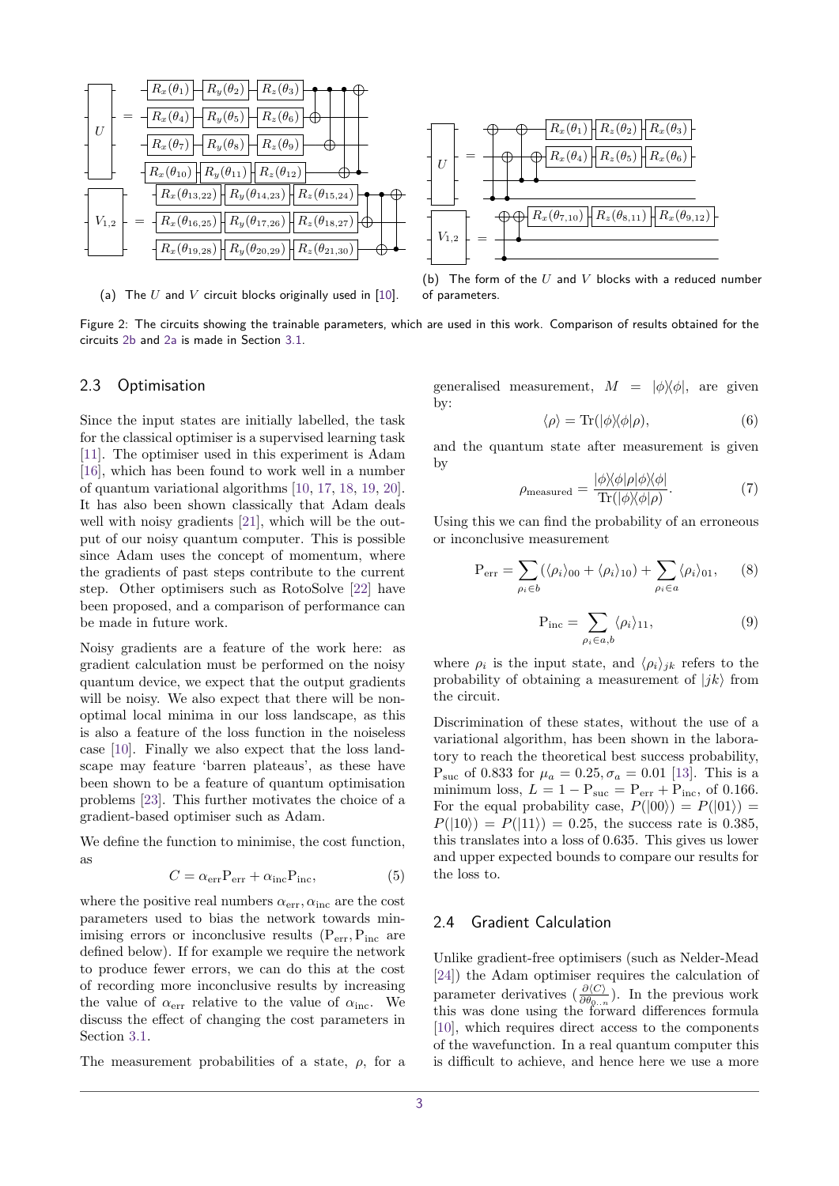(a) The $U$ and $V$ circuit blocks originally used in [10].

(b) The form of the $U$ and $V$ blocks with a reduced number of parameters.

Figure 2: The circuits showing the trainable parameters, which are used in this work. Comparison of results obtained for the circuits 2b and 2a is made in Section 3.1.

## 2.3 Optimisation

Since the input states are initially labelled, the task for the classical optimiser is a supervised learning task [11]. The optimiser used in this experiment is Adam [16], which has been found to work well in a number of quantum variational algorithms [10, 17, 18, 19, 20]. It has also been shown classically that Adam deals well with noisy gradients [21], which will be the output of our noisy quantum computer. This is possible since Adam uses the concept of momentum, where the gradients of past steps contribute to the current step. Other optimisers such as RotoSolve [22] have been proposed, and a comparison of performance can be made in future work.

Noisy gradients are a feature of the work here: as gradient calculation must be performed on the noisy quantum device, we expect that the output gradients will be noisy. We also expect that there will be non-optimal local minima in our loss landscape, as this is also a feature of the loss function in the noiseless case [10]. Finally we also expect that the loss landscape may feature 'barren plateaus', as these have been shown to be a feature of quantum optimisation problems [23]. This further motivates the choice of a gradient-based optimiser such as Adam.

We define the function to minimise, the cost function, as

$$C = \alpha_{\text{err}} \text{P}_{\text{err}} + \alpha_{\text{inc}} \text{P}_{\text{inc}}, \tag{5}$$

where the positive real numbers $\alpha_{\text{err}}, \alpha_{\text{inc}}$ are the cost parameters used to bias the network towards minimising errors or inconclusive results ($\text{P}_{\text{err}}, \text{P}_{\text{inc}}$ are defined below). If for example we require the network to produce fewer errors, we can do this at the cost of recording more inconclusive results by increasing the value of $\alpha_{\text{err}}$ relative to the value of $\alpha_{\text{inc}}$. We discuss the effect of changing the cost parameters in Section 3.1.

The measurement probabilities of a state, $\rho$, for a generalised measurement, $M = |\phi\rangle\langle\phi|$, are given by:

$$\langle \rho \rangle = \text{Tr}(|\phi\rangle\langle\phi|\rho), \tag{6}$$

and the quantum state after measurement is given by

$$\rho_{\text{measured}} = \frac{|\phi\rangle\langle\phi|\rho|\phi\rangle\langle\phi|}{\text{Tr}(|\phi\rangle\langle\phi|\rho)}. \tag{7}$$

Using this we can find the probability of an erroneous or inconclusive measurement

$$\text{P}_{\text{err}} = \sum_{\rho_i \in b} (\langle \rho_i \rangle_{00} + \langle \rho_i \rangle_{10}) + \sum_{\rho_i \in a} \langle \rho_i \rangle_{01}, \tag{8}$$

$$\text{P}_{\text{inc}} = \sum_{\rho_i \in a,b} \langle \rho_i \rangle_{11}, \tag{9}$$

where $\rho_i$ is the input state, and $\langle \rho_i \rangle_{jk}$ refers to the probability of obtaining a measurement of $|jk\rangle$ from the circuit.

Discrimination of these states, without the use of a variational algorithm, has been shown in the laboratory to reach the theoretical best success probability, $\text{P}_{\text{suc}}$ of 0.833 for $\mu_a = 0.25, \sigma_a = 0.01$ [13]. This is a minimum loss, $L = 1 - \text{P}_{\text{suc}} = \text{P}_{\text{err}} + \text{P}_{\text{inc}}$, of 0.166. For the equal probability case, $P(|00\rangle) = P(|01\rangle) = P(|10\rangle) = P(|11\rangle) = 0.25$, the success rate is 0.385, this translates into a loss of 0.635. This gives us lower and upper expected bounds to compare our results for the loss to.

## 2.4 Gradient Calculation

Unlike gradient-free optimisers (such as Nelder-Mead [24]) the Adam optimiser requires the calculation of parameter derivatives ($\frac{\partial \langle C \rangle}{\partial \theta_{0..n}}$). In the previous work this was done using the forward differences formula [10], which requires direct access to the components of the wavefunction. In a real quantum computer this is difficult to achieve, and hence here we use a more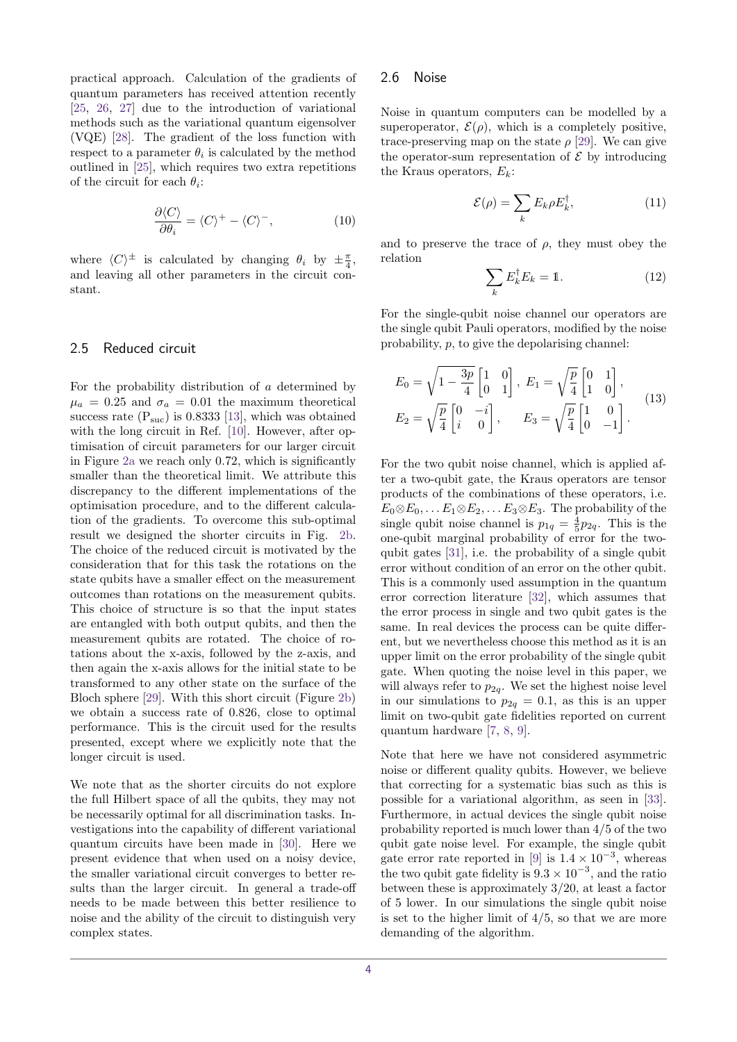practical approach. Calculation of the gradients of quantum parameters has received attention recently [25, 26, 27] due to the introduction of variational methods such as the variational quantum eigensolver (VQE) [28]. The gradient of the loss function with respect to a parameter $\theta_i$ is calculated by the method outlined in [25], which requires two extra repetitions of the circuit for each $\theta_i$:

$$\frac{\partial \langle C \rangle}{\partial \theta_i} = \langle C \rangle^{+} - \langle C \rangle^{-}, \tag{10}$$

where $\langle C \rangle^{\pm}$ is calculated by changing $\theta_i$ by $\pm\frac{\pi}{4}$, and leaving all other parameters in the circuit constant.

## 2.5 Reduced circuit

For the probability distribution of $a$ determined by $\mu_a = 0.25$ and $\sigma_a = 0.01$ the maximum theoretical success rate ($\mathrm{P_{suc}}$) is 0.8333 [13], which was obtained with the long circuit in Ref. [10]. However, after optimisation of circuit parameters for our larger circuit in Figure 2a we reach only 0.72, which is significantly smaller than the theoretical limit. We attribute this discrepancy to the different implementations of the optimisation procedure, and to the different calculation of the gradients. To overcome this sub-optimal result we designed the shorter circuits in Fig. 2b. The choice of the reduced circuit is motivated by the consideration that for this task the rotations on the state qubits have a smaller effect on the measurement outcomes than rotations on the measurement qubits. This choice of structure is so that the input states are entangled with both output qubits, and then the measurement qubits are rotated. The choice of rotations about the x-axis, followed by the z-axis, and then again the x-axis allows for the initial state to be transformed to any other state on the surface of the Bloch sphere [29]. With this short circuit (Figure 2b) we obtain a success rate of 0.826, close to optimal performance. This is the circuit used for the results presented, except where we explicitly note that the longer circuit is used.

We note that as the shorter circuits do not explore the full Hilbert space of all the qubits, they may not be necessarily optimal for all discrimination tasks. Investigations into the capability of different variational quantum circuits have been made in [30]. Here we present evidence that when used on a noisy device, the smaller variational circuit converges to better results than the larger circuit. In general a trade-off needs to be made between this better resilience to noise and the ability of the circuit to distinguish very complex states.

## 2.6 Noise

Noise in quantum computers can be modelled by a superoperator, $\mathcal{E}(\rho)$, which is a completely positive, trace-preserving map on the state $\rho$ [29]. We can give the operator-sum representation of $\mathcal{E}$ by introducing the Kraus operators, $E_k$:

$$\mathcal{E}(\rho) = \sum_k E_k \rho E_k^{\dagger}, \tag{11}$$

and to preserve the trace of $\rho$, they must obey the relation

$$\sum_k E_k^{\dagger} E_k = \mathbb{1}. \tag{12}$$

For the single-qubit noise channel our operators are the single qubit Pauli operators, modified by the noise probability, $p$, to give the depolarising channel:

$$\begin{aligned} E_0 &= \sqrt{1 - \frac{3p}{4}} \begin{bmatrix} 1 & 0 \\ 0 & 1 \end{bmatrix}, \; E_1 = \sqrt{\frac{p}{4}} \begin{bmatrix} 0 & 1 \\ 1 & 0 \end{bmatrix}, \\ E_2 &= \sqrt{\frac{p}{4}} \begin{bmatrix} 0 & -i \\ i & 0 \end{bmatrix}, \qquad E_3 = \sqrt{\frac{p}{4}} \begin{bmatrix} 1 & 0 \\ 0 & -1 \end{bmatrix}. \end{aligned} \tag{13}$$

For the two qubit noise channel, which is applied after a two-qubit gate, the Kraus operators are tensor products of the combinations of these operators, i.e. $E_0 \otimes E_0, \ldots E_1 \otimes E_2, \ldots E_3 \otimes E_3$. The probability of the single qubit noise channel is $p_{1q} = \frac{4}{5} p_{2q}$. This is the one-qubit marginal probability of error for the two-qubit gates [31], i.e. the probability of a single qubit error without condition of an error on the other qubit. This is a commonly used assumption in the quantum error correction literature [32], which assumes that the error process in single and two qubit gates is the same. In real devices the process can be quite different, but we nevertheless choose this method as it is an upper limit on the error probability of the single qubit gate. When quoting the noise level in this paper, we will always refer to $p_{2q}$. We set the highest noise level in our simulations to $p_{2q} = 0.1$, as this is an upper limit on two-qubit gate fidelities reported on current quantum hardware [7, 8, 9].

Note that here we have not considered asymmetric noise or different quality qubits. However, we believe that correcting for a systematic bias such as this is possible for a variational algorithm, as seen in [33]. Furthermore, in actual devices the single qubit noise probability reported is much lower than 4/5 of the two qubit gate noise level. For example, the single qubit gate error rate reported in [9] is $1.4 \times 10^{-3}$, whereas the two qubit gate fidelity is $9.3 \times 10^{-3}$, and the ratio between these is approximately 3/20, at least a factor of 5 lower. In our simulations the single qubit noise is set to the higher limit of 4/5, so that we are more demanding of the algorithm.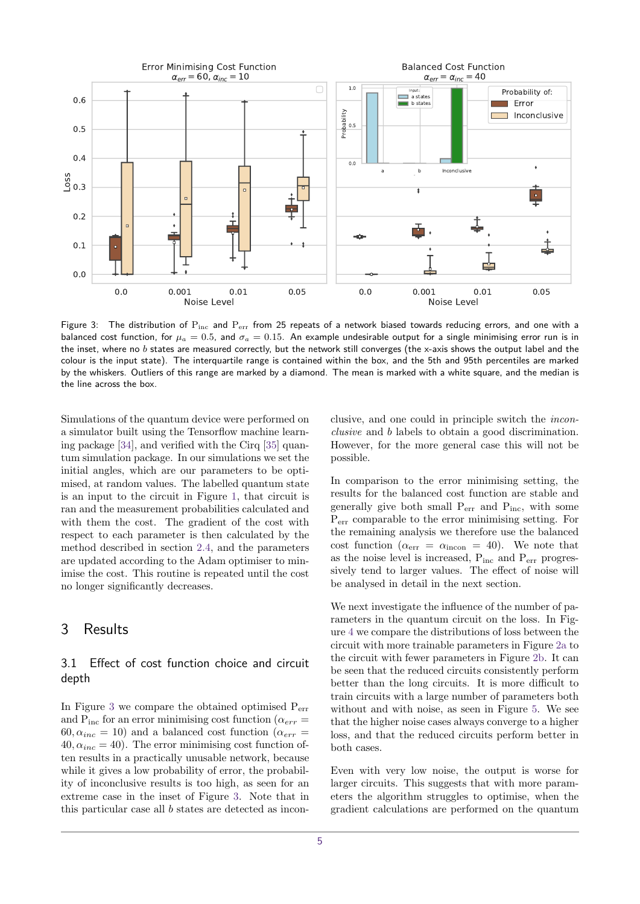Figure 3: The distribution of $P_{\rm inc}$ and $P_{\rm err}$ from 25 repeats of a network biased towards reducing errors, and one with a balanced cost function, for $\mu_a = 0.5$, and $\sigma_a = 0.15$. An example undesirable output for a single minimising error run is in the inset, where no $b$ states are measured correctly, but the network still converges (the x-axis shows the output label and the colour is the input state). The interquartile range is contained within the box, and the 5th and 95th percentiles are marked by the whiskers. Outliers of this range are marked by a diamond. The mean is marked with a white square, and the median is the line across the box.

Simulations of the quantum device were performed on a simulator built using the Tensorflow machine learning package [34], and verified with the Cirq [35] quantum simulation package. In our simulations we set the initial angles, which are our parameters to be optimised, at random values. The labelled quantum state is an input to the circuit in Figure 1, that circuit is ran and the measurement probabilities calculated and with them the cost. The gradient of the cost with respect to each parameter is then calculated by the method described in section 2.4, and the parameters are updated according to the Adam optimiser to minimise the cost. This routine is repeated until the cost no longer significantly decreases.

# 3 Results

## 3.1 Effect of cost function choice and circuit depth

In Figure 3 we compare the obtained optimised $P_{\rm err}$ and $P_{\rm inc}$ for an error minimising cost function ($\alpha_{err} = 60, \alpha_{inc} = 10$) and a balanced cost function ($\alpha_{err} = 40, \alpha_{inc} = 40$). The error minimising cost function often results in a practically unusable network, because while it gives a low probability of error, the probability of inconclusive results is too high, as seen for an extreme case in the inset of Figure 3. Note that in this particular case all $b$ states are detected as inconclusive, and one could in principle switch the *inconclusive* and $b$ labels to obtain a good discrimination. However, for the more general case this will not be possible.

In comparison to the error minimising setting, the results for the balanced cost function are stable and generally give both small $P_{\rm err}$ and $P_{\rm inc}$, with some $P_{\rm err}$ comparable to the error minimising setting. For the remaining analysis we therefore use the balanced cost function ($\alpha_{\rm err} = \alpha_{\rm incon} = 40$). We note that as the noise level is increased, $P_{\rm inc}$ and $P_{\rm err}$ progressively tend to larger values. The effect of noise will be analysed in detail in the next section.

We next investigate the influence of the number of parameters in the quantum circuit on the loss. In Figure 4 we compare the distributions of loss between the circuit with more trainable parameters in Figure 2a to the circuit with fewer parameters in Figure 2b. It can be seen that the reduced circuits consistently perform better than the long circuits. It is more difficult to train circuits with a large number of parameters both without and with noise, as seen in Figure 5. We see that the higher noise cases always converge to a higher loss, and that the reduced circuits perform better in both cases.

Even with very low noise, the output is worse for larger circuits. This suggests that with more parameters the algorithm struggles to optimise, when the gradient calculations are performed on the quantum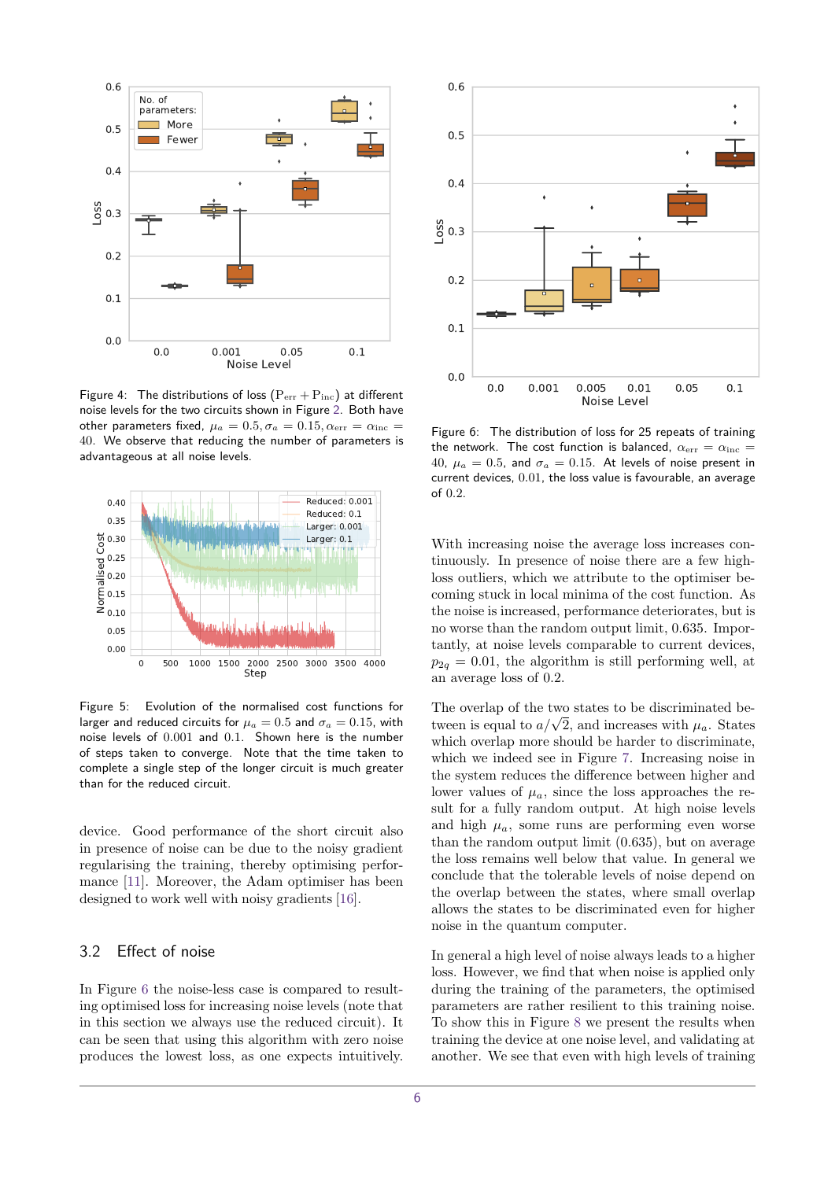Figure 4: The distributions of loss ($P_{err} + P_{inc}$) at different noise levels for the two circuits shown in Figure 2. Both have other parameters fixed, $\mu_a = 0.5, \sigma_a = 0.15, \alpha_{err} = \alpha_{inc} = 40$. We observe that reducing the number of parameters is advantageous at all noise levels.

Figure 5: Evolution of the normalised cost functions for larger and reduced circuits for $\mu_a = 0.5$ and $\sigma_a = 0.15$, with noise levels of 0.001 and 0.1. Shown here is the number of steps taken to converge. Note that the time taken to complete a single step of the longer circuit is much greater than for the reduced circuit.

device. Good performance of the short circuit also in presence of noise can be due to the noisy gradient regularising the training, thereby optimising performance [11]. Moreover, the Adam optimiser has been designed to work well with noisy gradients [16].

## 3.2 Effect of noise

In Figure 6 the noise-less case is compared to resulting optimised loss for increasing noise levels (note that in this section we always use the reduced circuit). It can be seen that using this algorithm with zero noise produces the lowest loss, as one expects intuitively.

Figure 6: The distribution of loss for 25 repeats of training the network. The cost function is balanced, $\alpha_{err} = \alpha_{inc} = 40$, $\mu_a = 0.5$, and $\sigma_a = 0.15$. At levels of noise present in current devices, 0.01, the loss value is favourable, an average of 0.2.

With increasing noise the average loss increases continuously. In presence of noise there are a few high-loss outliers, which we attribute to the optimiser becoming stuck in local minima of the cost function. As the noise is increased, performance deteriorates, but is no worse than the random output limit, 0.635. Importantly, at noise levels comparable to current devices, $p_{2q} = 0.01$, the algorithm is still performing well, at an average loss of 0.2.

The overlap of the two states to be discriminated between is equal to $a/\sqrt{2}$, and increases with $\mu_a$. States which overlap more should be harder to discriminate, which we indeed see in Figure 7. Increasing noise in the system reduces the difference between higher and lower values of $\mu_a$, since the loss approaches the result for a fully random output. At high noise levels and high $\mu_a$, some runs are performing even worse than the random output limit (0.635), but on average the loss remains well below that value. In general we conclude that the tolerable levels of noise depend on the overlap between the states, where small overlap allows the states to be discriminated even for higher noise in the quantum computer.

In general a high level of noise always leads to a higher loss. However, we find that when noise is applied only during the training of the parameters, the optimised parameters are rather resilient to this training noise. To show this in Figure 8 we present the results when training the device at one noise level, and validating at another. We see that even with high levels of training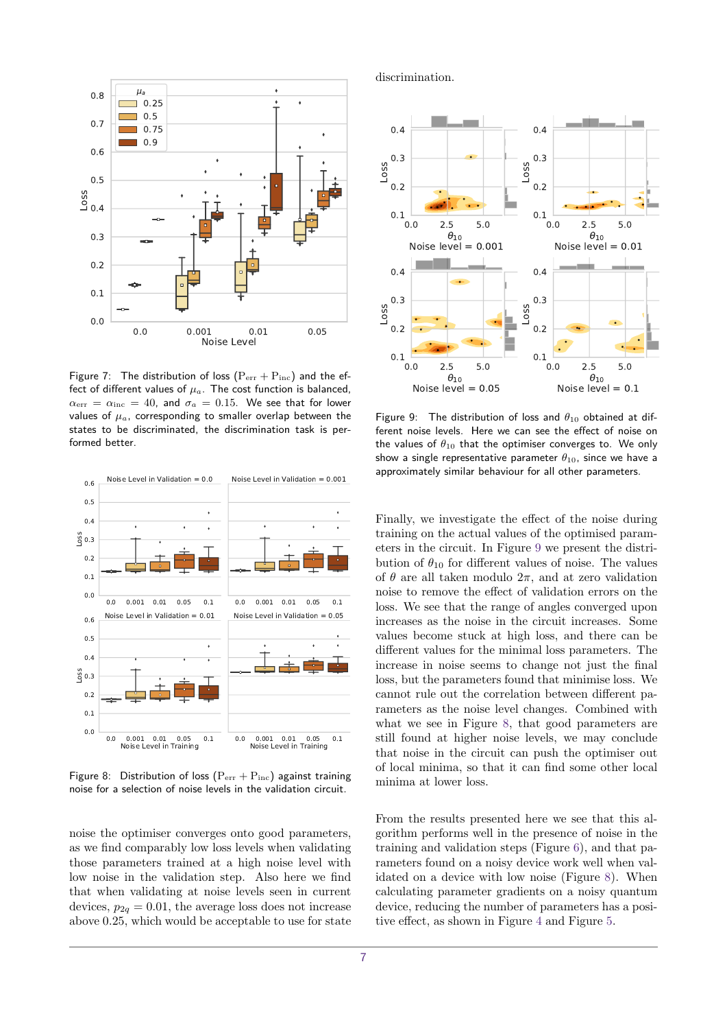Figure 7: The distribution of loss ($P_{err} + P_{inc}$) and the effect of different values of $\mu_a$. The cost function is balanced, $\alpha_{err} = \alpha_{inc} = 40$, and $\sigma_a = 0.15$. We see that for lower values of $\mu_a$, corresponding to smaller overlap between the states to be discriminated, the discrimination task is performed better.

Figure 8: Distribution of loss ($P_{err} + P_{inc}$) against training noise for a selection of noise levels in the validation circuit.

noise the optimiser converges onto good parameters, as we find comparably low loss levels when validating those parameters trained at a high noise level with low noise in the validation step. Also here we find that when validating at noise levels seen in current devices, $p_{2q} = 0.01$, the average loss does not increase above 0.25, which would be acceptable to use for state discrimination.

Figure 9: The distribution of loss and $\theta_{10}$ obtained at different noise levels. Here we can see the effect of noise on the values of $\theta_{10}$ that the optimiser converges to. We only show a single representative parameter $\theta_{10}$, since we have a approximately similar behaviour for all other parameters.

Finally, we investigate the effect of the noise during training on the actual values of the optimised parameters in the circuit. In Figure 9 we present the distribution of $\theta_{10}$ for different values of noise. The values of $\theta$ are all taken modulo $2\pi$, and at zero validation noise to remove the effect of validation errors on the loss. We see that the range of angles converged upon increases as the noise in the circuit increases. Some values become stuck at high loss, and there can be different values for the minimal loss parameters. The increase in noise seems to change not just the final loss, but the parameters found that minimise loss. We cannot rule out the correlation between different parameters as the noise level changes. Combined with what we see in Figure 8, that good parameters are still found at higher noise levels, we may conclude that noise in the circuit can push the optimiser out of local minima, so that it can find some other local minima at lower loss.

From the results presented here we see that this algorithm performs well in the presence of noise in the training and validation steps (Figure 6), and that parameters found on a noisy device work well when validated on a device with low noise (Figure 8). When calculating parameter gradients on a noisy quantum device, reducing the number of parameters has a positive effect, as shown in Figure 4 and Figure 5.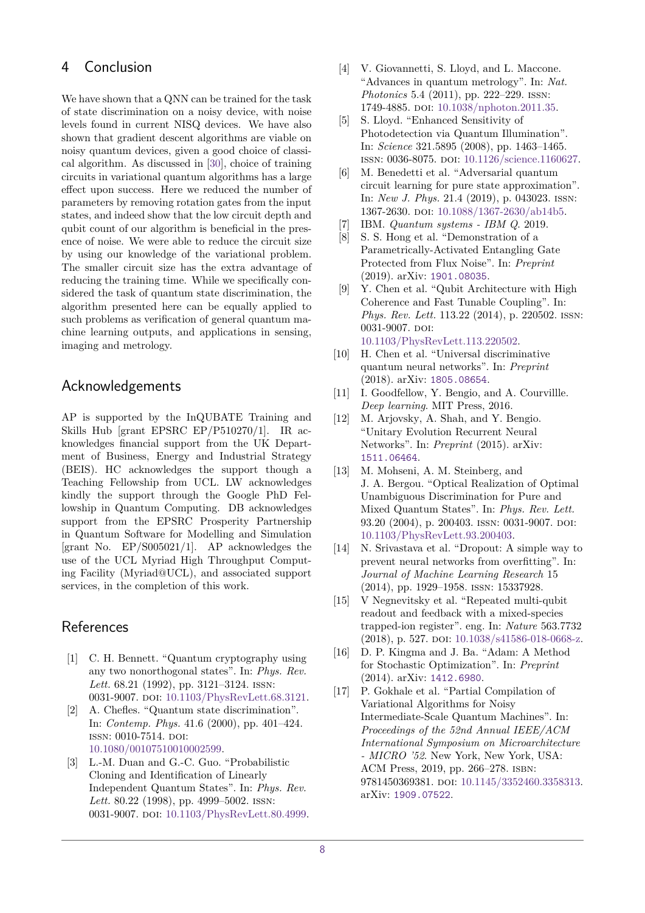## 4 Conclusion

We have shown that a QNN can be trained for the task of state discrimination on a noisy device, with noise levels found in current NISQ devices. We have also shown that gradient descent algorithms are viable on noisy quantum devices, given a good choice of classical algorithm. As discussed in [30], choice of training circuits in variational quantum algorithms has a large effect upon success. Here we reduced the number of parameters by removing rotation gates from the input states, and indeed show that the low circuit depth and qubit count of our algorithm is beneficial in the presence of noise. We were able to reduce the circuit size by using our knowledge of the variational problem. The smaller circuit size has the extra advantage of reducing the training time. While we specifically considered the task of quantum state discrimination, the algorithm presented here can be equally applied to such problems as verification of general quantum machine learning outputs, and applications in sensing, imaging and metrology.

## Acknowledgements

AP is supported by the InQUBATE Training and Skills Hub [grant EPSRC EP/P510270/1]. IR acknowledges financial support from the UK Department of Business, Energy and Industrial Strategy (BEIS). HC acknowledges the support though a Teaching Fellowship from UCL. LW acknowledges kindly the support through the Google PhD Fellowship in Quantum Computing. DB acknowledges support from the EPSRC Prosperity Partnership in Quantum Software for Modelling and Simulation [grant No. EP/S005021/1]. AP acknowledges the use of the UCL Myriad High Throughput Computing Facility (Myriad@UCL), and associated support services, in the completion of this work.

## References

[1] C. H. Bennett. "Quantum cryptography using any two nonorthogonal states". In: *Phys. Rev. Lett.* 68.21 (1992), pp. 3121–3124. ISSN: 0031-9007. DOI: 10.1103/PhysRevLett.68.3121.

[2] A. Chefles. "Quantum state discrimination". In: *Contemp. Phys.* 41.6 (2000), pp. 401–424. ISSN: 0010-7514. DOI: 10.1080/00107510010002599.

[3] L.-M. Duan and G.-C. Guo. "Probabilistic Cloning and Identification of Linearly Independent Quantum States". In: *Phys. Rev. Lett.* 80.22 (1998), pp. 4999–5002. ISSN: 0031-9007. DOI: 10.1103/PhysRevLett.80.4999.

[4] V. Giovannetti, S. Lloyd, and L. Maccone. "Advances in quantum metrology". In: *Nat. Photonics* 5.4 (2011), pp. 222–229. ISSN: 1749-4885. DOI: 10.1038/nphoton.2011.35.

[5] S. Lloyd. "Enhanced Sensitivity of Photodetection via Quantum Illumination". In: *Science* 321.5895 (2008), pp. 1463–1465. ISSN: 0036-8075. DOI: 10.1126/science.1160627.

[6] M. Benedetti et al. "Adversarial quantum circuit learning for pure state approximation". In: *New J. Phys.* 21.4 (2019), p. 043023. ISSN: 1367-2630. DOI: 10.1088/1367-2630/ab14b5.

[7] IBM. *Quantum systems - IBM Q*. 2019.

[8] S. S. Hong et al. "Demonstration of a Parametrically-Activated Entangling Gate Protected from Flux Noise". In: *Preprint* (2019). arXiv: 1901.08035.

[9] Y. Chen et al. "Qubit Architecture with High Coherence and Fast Tunable Coupling". In: *Phys. Rev. Lett.* 113.22 (2014), p. 220502. ISSN: 0031-9007. DOI: 10.1103/PhysRevLett.113.220502.

[10] H. Chen et al. "Universal discriminative quantum neural networks". In: *Preprint* (2018). arXiv: 1805.08654.

[11] I. Goodfellow, Y. Bengio, and A. Courvillle. *Deep learning*. MIT Press, 2016.

[12] M. Arjovsky, A. Shah, and Y. Bengio. "Unitary Evolution Recurrent Neural Networks". In: *Preprint* (2015). arXiv: 1511.06464.

[13] M. Mohseni, A. M. Steinberg, and J. A. Bergou. "Optical Realization of Optimal Unambiguous Discrimination for Pure and Mixed Quantum States". In: *Phys. Rev. Lett.* 93.20 (2004), p. 200403. ISSN: 0031-9007. DOI: 10.1103/PhysRevLett.93.200403.

[14] N. Srivastava et al. "Dropout: A simple way to prevent neural networks from overfitting". In: *Journal of Machine Learning Research* 15 (2014), pp. 1929–1958. ISSN: 15337928.

[15] V Negnevitsky et al. "Repeated multi-qubit readout and feedback with a mixed-species trapped-ion register". eng. In: *Nature* 563.7732 (2018), p. 527. DOI: 10.1038/s41586-018-0668-z.

[16] D. P. Kingma and J. Ba. "Adam: A Method for Stochastic Optimization". In: *Preprint* (2014). arXiv: 1412.6980.

[17] P. Gokhale et al. "Partial Compilation of Variational Algorithms for Noisy Intermediate-Scale Quantum Machines". In: *Proceedings of the 52nd Annual IEEE/ACM International Symposium on Microarchitecture - MICRO '52*. New York, New York, USA: ACM Press, 2019, pp. 266–278. ISBN: 9781450369381. DOI: 10.1145/3352460.3358313. arXiv: 1909.07522.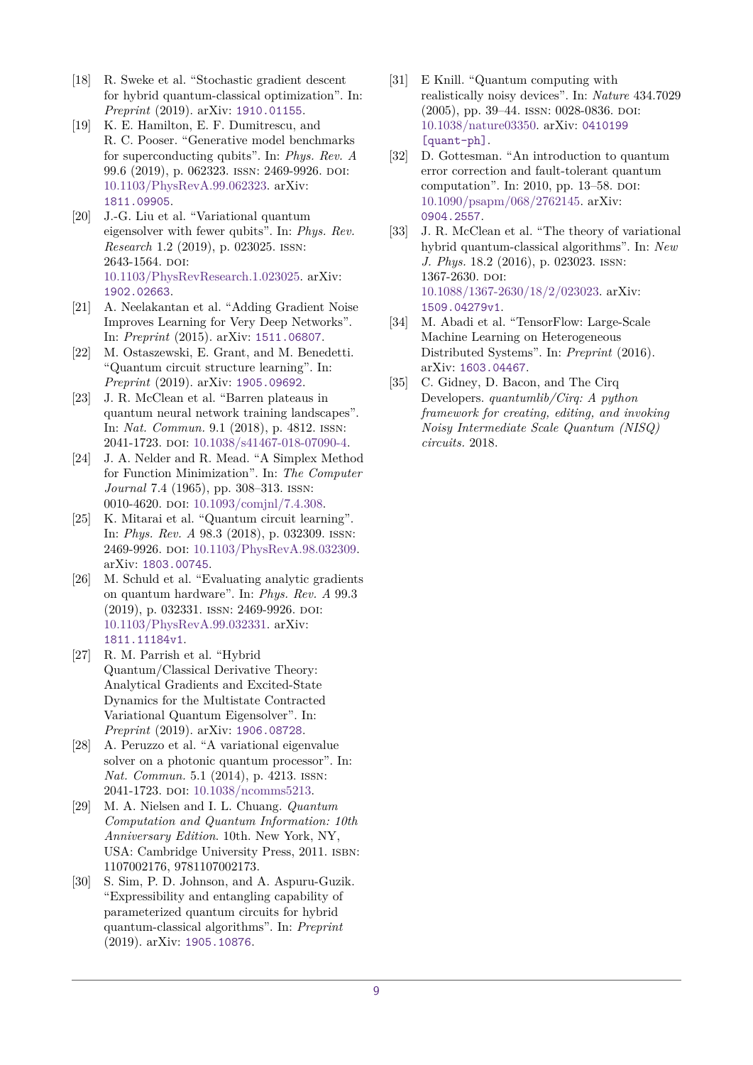[18] R. Sweke et al. “Stochastic gradient descent for hybrid quantum-classical optimization”. In: *Preprint* (2019). arXiv: 1910.01155.

[19] K. E. Hamilton, E. F. Dumitrescu, and R. C. Pooser. “Generative model benchmarks for superconducting qubits”. In: *Phys. Rev. A* 99.6 (2019), p. 062323. ISSN: 2469-9926. DOI: 10.1103/PhysRevA.99.062323. arXiv: 1811.09905.

[20] J.-G. Liu et al. “Variational quantum eigensolver with fewer qubits”. In: *Phys. Rev. Research* 1.2 (2019), p. 023025. ISSN: 2643-1564. DOI: 10.1103/PhysRevResearch.1.023025. arXiv: 1902.02663.

[21] A. Neelakantan et al. “Adding Gradient Noise Improves Learning for Very Deep Networks”. In: *Preprint* (2015). arXiv: 1511.06807.

[22] M. Ostaszewski, E. Grant, and M. Benedetti. “Quantum circuit structure learning”. In: *Preprint* (2019). arXiv: 1905.09692.

[23] J. R. McClean et al. “Barren plateaus in quantum neural network training landscapes”. In: *Nat. Commun.* 9.1 (2018), p. 4812. ISSN: 2041-1723. DOI: 10.1038/s41467-018-07090-4.

[24] J. A. Nelder and R. Mead. “A Simplex Method for Function Minimization”. In: *The Computer Journal* 7.4 (1965), pp. 308–313. ISSN: 0010-4620. DOI: 10.1093/comjnl/7.4.308.

[25] K. Mitarai et al. “Quantum circuit learning”. In: *Phys. Rev. A* 98.3 (2018), p. 032309. ISSN: 2469-9926. DOI: 10.1103/PhysRevA.98.032309. arXiv: 1803.00745.

[26] M. Schuld et al. “Evaluating analytic gradients on quantum hardware”. In: *Phys. Rev. A* 99.3 (2019), p. 032331. ISSN: 2469-9926. DOI: 10.1103/PhysRevA.99.032331. arXiv: 1811.11184v1.

[27] R. M. Parrish et al. “Hybrid Quantum/Classical Derivative Theory: Analytical Gradients and Excited-State Dynamics for the Multistate Contracted Variational Quantum Eigensolver”. In: *Preprint* (2019). arXiv: 1906.08728.

[28] A. Peruzzo et al. “A variational eigenvalue solver on a photonic quantum processor”. In: *Nat. Commun.* 5.1 (2014), p. 4213. ISSN: 2041-1723. DOI: 10.1038/ncomms5213.

[29] M. A. Nielsen and I. L. Chuang. *Quantum Computation and Quantum Information: 10th Anniversary Edition*. 10th. New York, NY, USA: Cambridge University Press, 2011. ISBN: 1107002176, 9781107002173.

[30] S. Sim, P. D. Johnson, and A. Aspuru-Guzik. “Expressibility and entangling capability of parameterized quantum circuits for hybrid quantum-classical algorithms”. In: *Preprint* (2019). arXiv: 1905.10876.

[31] E Knill. “Quantum computing with realistically noisy devices”. In: *Nature* 434.7029 (2005), pp. 39–44. ISSN: 0028-0836. DOI: 10.1038/nature03350. arXiv: 0410199 [quant-ph].

[32] D. Gottesman. “An introduction to quantum error correction and fault-tolerant quantum computation”. In: 2010, pp. 13–58. DOI: 10.1090/psapm/068/2762145. arXiv: 0904.2557.

[33] J. R. McClean et al. “The theory of variational hybrid quantum-classical algorithms”. In: *New J. Phys.* 18.2 (2016), p. 023023. ISSN: 1367-2630. DOI: 10.1088/1367-2630/18/2/023023. arXiv: 1509.04279v1.

[34] M. Abadi et al. “TensorFlow: Large-Scale Machine Learning on Heterogeneous Distributed Systems”. In: *Preprint* (2016). arXiv: 1603.04467.

[35] C. Gidney, D. Bacon, and The Cirq Developers. *quantumlib/Cirq: A python framework for creating, editing, and invoking Noisy Intermediate Scale Quantum (NISQ) circuits.* 2018.